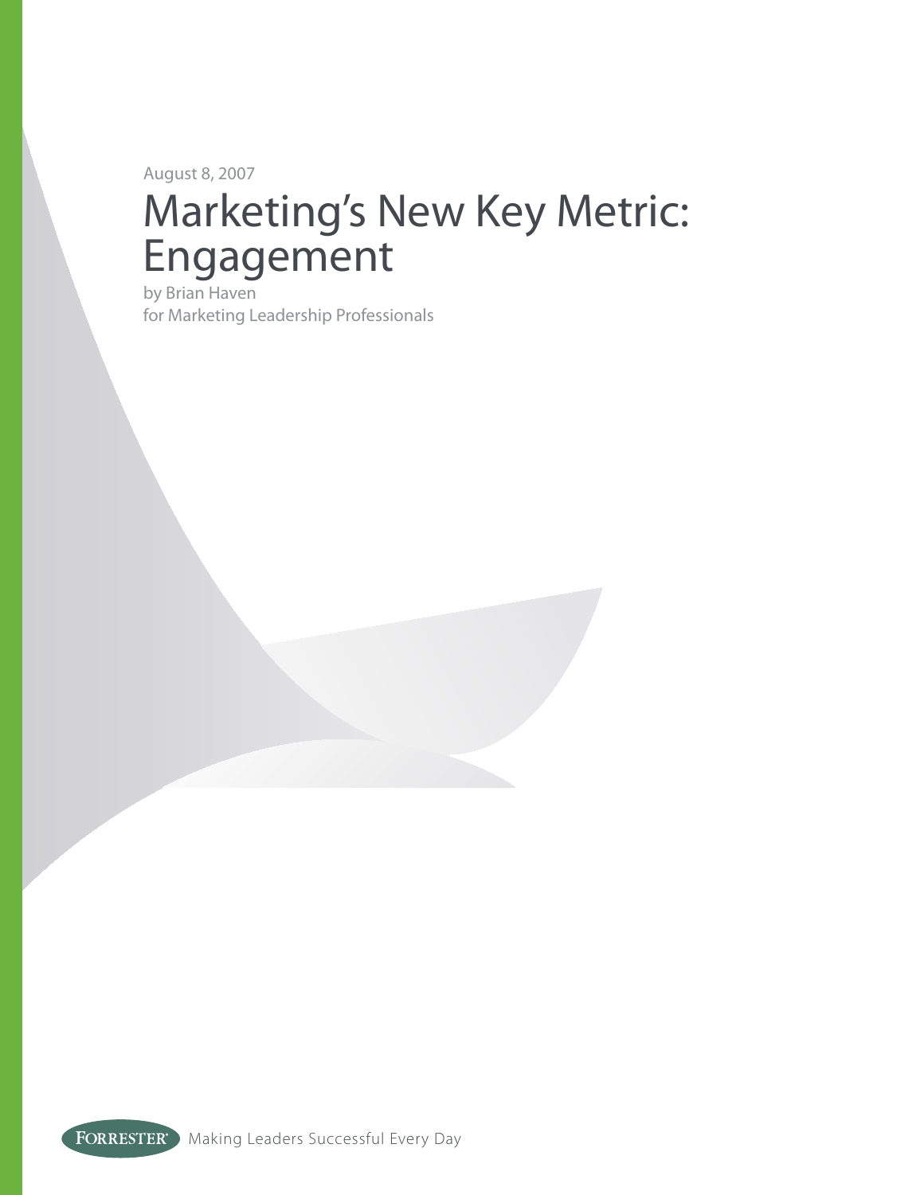August 8, 2007

# Marketing's New Key Metric: Engagement

by Brian Haven
for Marketing Leadership Professionals

FORRESTER® Making Leaders Successful Every Day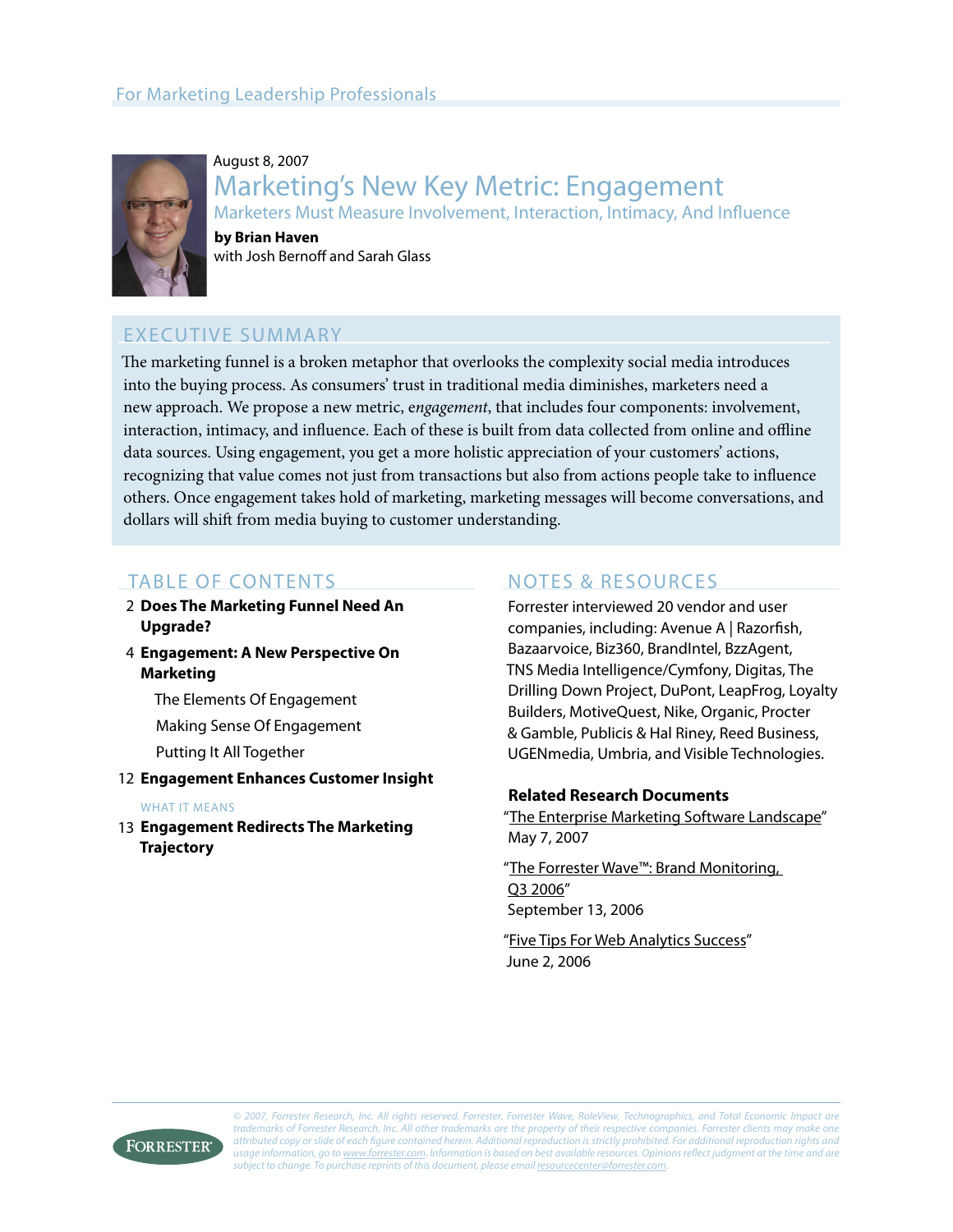For Marketing Leadership Professionals

August 8, 2007

# Marketing's New Key Metric: Engagement

## Marketers Must Measure Involvement, Interaction, Intimacy, And Influence

**by Brian Haven**
with Josh Bernoff and Sarah Glass

## EXECUTIVE SUMMARY

The marketing funnel is a broken metaphor that overlooks the complexity social media introduces into the buying process. As consumers' trust in traditional media diminishes, marketers need a new approach. We propose a new metric, *engagement*, that includes four components: involvement, interaction, intimacy, and influence. Each of these is built from data collected from online and offline data sources. Using engagement, you get a more holistic appreciation of your customers' actions, recognizing that value comes not just from transactions but also from actions people take to influence others. Once engagement takes hold of marketing, marketing messages will become conversations, and dollars will shift from media buying to customer understanding.

## TABLE OF CONTENTS

2 **Does The Marketing Funnel Need An Upgrade?**

4 **Engagement: A New Perspective On Marketing**

- The Elements Of Engagement
- Making Sense Of Engagement
- Putting It All Together

12 **Engagement Enhances Customer Insight**

WHAT IT MEANS

13 **Engagement Redirects The Marketing Trajectory**

## NOTES & RESOURCES

Forrester interviewed 20 vendor and user companies, including: Avenue A | Razorfish, Bazaarvoice, Biz360, BrandIntel, BzzAgent, TNS Media Intelligence/Cymfony, Digitas, The Drilling Down Project, DuPont, LeapFrog, Loyalty Builders, MotiveQuest, Nike, Organic, Procter & Gamble, Publicis & Hal Riney, Reed Business, UGENmedia, Umbria, and Visible Technologies.

**Related Research Documents**

"The Enterprise Marketing Software Landscape"
May 7, 2007

"The Forrester Wave™: Brand Monitoring, Q3 2006"
September 13, 2006

"Five Tips For Web Analytics Success"
June 2, 2006

© 2007, Forrester Research, Inc. All rights reserved. Forrester, Forrester Wave, RoleView, Technographics, and Total Economic Impact are trademarks of Forrester Research, Inc. All other trademarks are the property of their respective companies. Forrester clients may make one attributed copy or slide of each figure contained herein. Additional reproduction is strictly prohibited. For additional reproduction rights and usage information, go to www.forrester.com. Information is based on best available resources. Opinions reflect judgment at the time and are subject to change. To purchase reprints of this document, please email resourcecenter@forrester.com.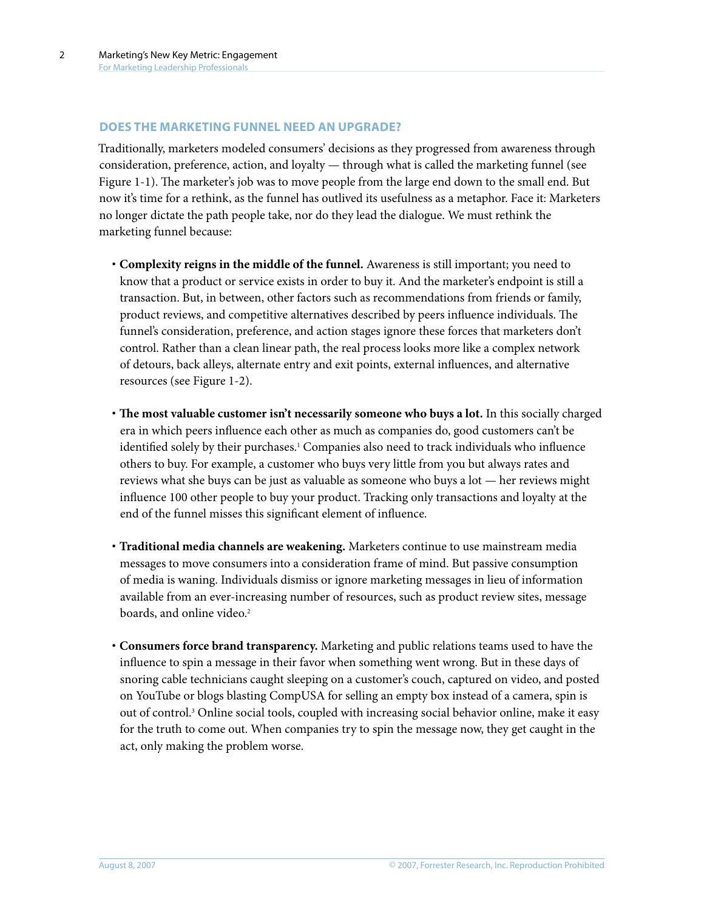## DOES THE MARKETING FUNNEL NEED AN UPGRADE?

Traditionally, marketers modeled consumers' decisions as they progressed from awareness through consideration, preference, action, and loyalty — through what is called the marketing funnel (see Figure 1-1). The marketer's job was to move people from the large end down to the small end. But now it's time for a rethink, as the funnel has outlived its usefulness as a metaphor. Face it: Marketers no longer dictate the path people take, nor do they lead the dialogue. We must rethink the marketing funnel because:

- **Complexity reigns in the middle of the funnel.** Awareness is still important; you need to know that a product or service exists in order to buy it. And the marketer's endpoint is still a transaction. But, in between, other factors such as recommendations from friends or family, product reviews, and competitive alternatives described by peers influence individuals. The funnel's consideration, preference, and action stages ignore these forces that marketers don't control. Rather than a clean linear path, the real process looks more like a complex network of detours, back alleys, alternate entry and exit points, external influences, and alternative resources (see Figure 1-2).

- **The most valuable customer isn't necessarily someone who buys a lot.** In this socially charged era in which peers influence each other as much as companies do, good customers can't be identified solely by their purchases.[1] Companies also need to track individuals who influence others to buy. For example, a customer who buys very little from you but always rates and reviews what she buys can be just as valuable as someone who buys a lot — her reviews might influence 100 other people to buy your product. Tracking only transactions and loyalty at the end of the funnel misses this significant element of influence.

- **Traditional media channels are weakening.** Marketers continue to use mainstream media messages to move consumers into a consideration frame of mind. But passive consumption of media is waning. Individuals dismiss or ignore marketing messages in lieu of information available from an ever-increasing number of resources, such as product review sites, message boards, and online video.[2]

- **Consumers force brand transparency.** Marketing and public relations teams used to have the influence to spin a message in their favor when something went wrong. But in these days of snoring cable technicians caught sleeping on a customer's couch, captured on video, and posted on YouTube or blogs blasting CompUSA for selling an empty box instead of a camera, spin is out of control.[3] Online social tools, coupled with increasing social behavior online, make it easy for the truth to come out. When companies try to spin the message now, they get caught in the act, only making the problem worse.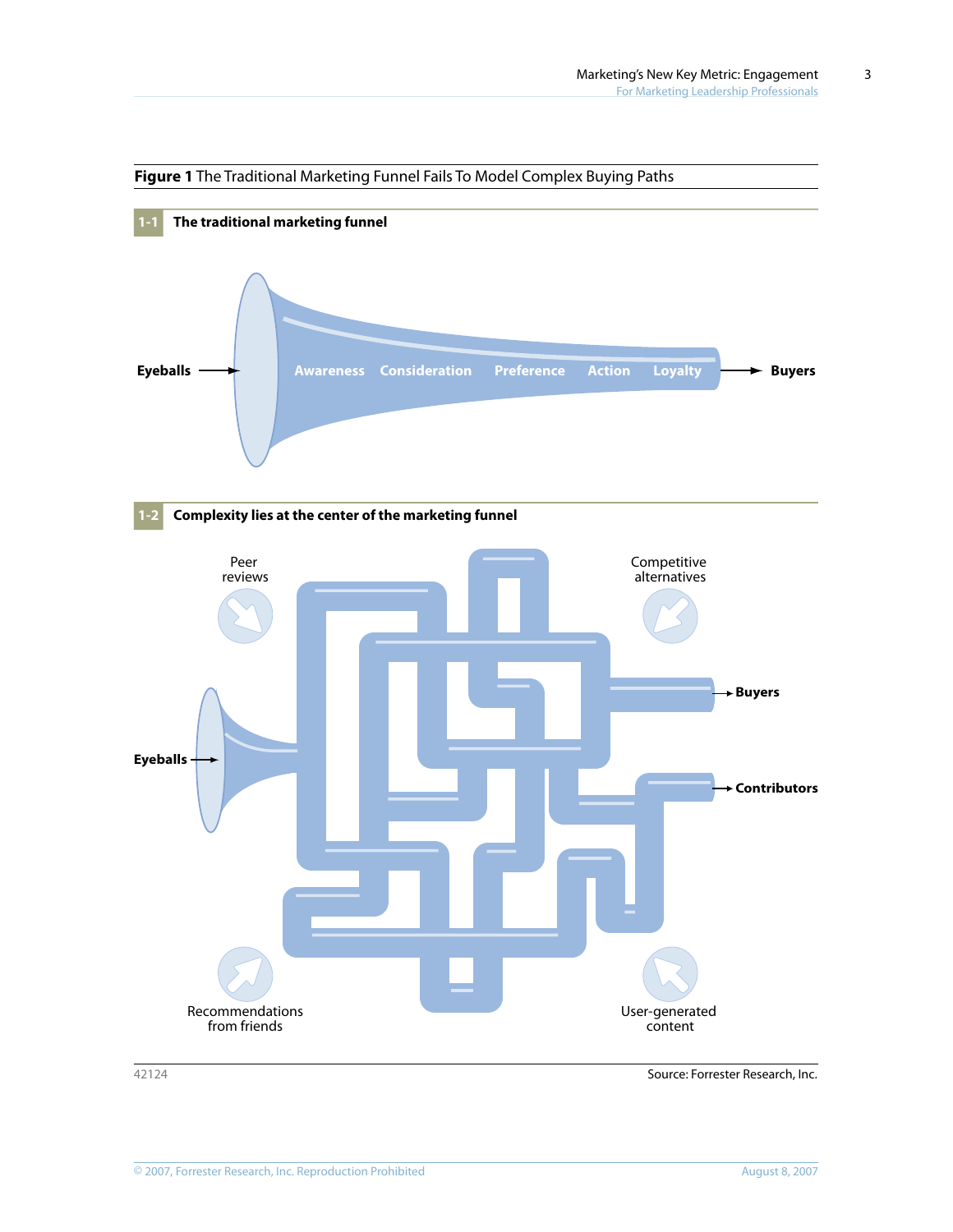**Figure 1** The Traditional Marketing Funnel Fails To Model Complex Buying Paths

**1-1 The traditional marketing funnel**

Eyeballs → Awareness, Consideration, Preference, Action, Loyalty → Buyers

**1-2 Complexity lies at the center of the marketing funnel**

Peer reviews

Competitive alternatives

Eyeballs

Buyers

Contributors

Recommendations from friends

User-generated content

42124

Source: Forrester Research, Inc.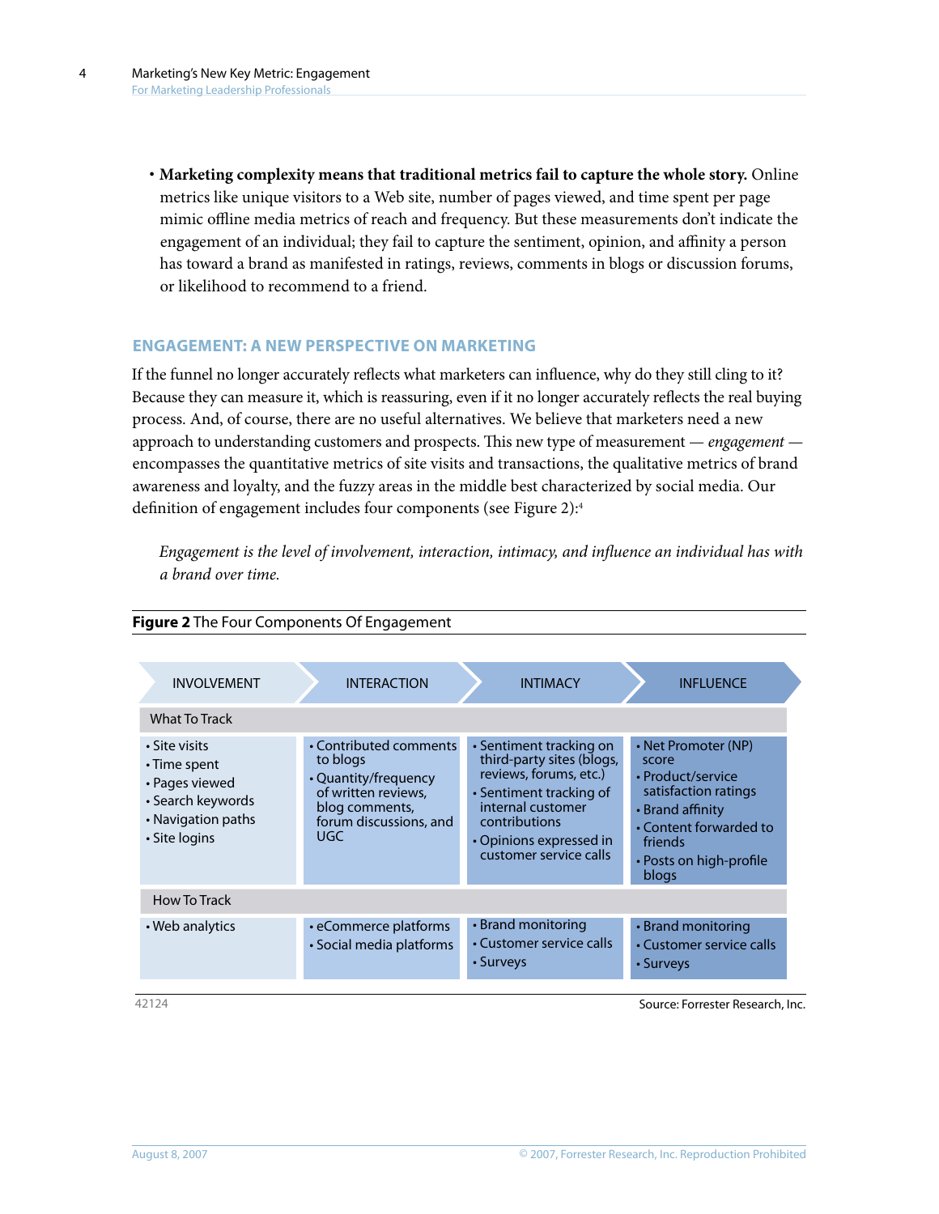- **Marketing complexity means that traditional metrics fail to capture the whole story.** Online metrics like unique visitors to a Web site, number of pages viewed, and time spent per page mimic offline media metrics of reach and frequency. But these measurements don't indicate the engagement of an individual; they fail to capture the sentiment, opinion, and affinity a person has toward a brand as manifested in ratings, reviews, comments in blogs or discussion forums, or likelihood to recommend to a friend.

## ENGAGEMENT: A NEW PERSPECTIVE ON MARKETING

If the funnel no longer accurately reflects what marketers can influence, why do they still cling to it? Because they can measure it, which is reassuring, even if it no longer accurately reflects the real buying process. And, of course, there are no useful alternatives. We believe that marketers need a new approach to understanding customers and prospects. This new type of measurement — *engagement* — encompasses the quantitative metrics of site visits and transactions, the qualitative metrics of brand awareness and loyalty, and the fuzzy areas in the middle best characterized by social media. Our definition of engagement includes four components (see Figure 2):[4]

> *Engagement is the level of involvement, interaction, intimacy, and influence an individual has with a brand over time.*

**Figure 2** The Four Components Of Engagement

| | INVOLVEMENT | INTERACTION | INTIMACY | INFLUENCE |
|---|---|---|---|---|
| What To Track | • Site visits<br>• Time spent<br>• Pages viewed<br>• Search keywords<br>• Navigation paths<br>• Site logins | • Contributed comments to blogs<br>• Quantity/frequency of written reviews, blog comments, forum discussions, and UGC | • Sentiment tracking on third-party sites (blogs, reviews, forums, etc.)<br>• Sentiment tracking of internal customer contributions<br>• Opinions expressed in customer service calls | • Net Promoter (NP) score<br>• Product/service satisfaction ratings<br>• Brand affinity<br>• Content forwarded to friends<br>• Posts on high-profile blogs |
| How To Track | • Web analytics | • eCommerce platforms<br>• Social media platforms | • Brand monitoring<br>• Customer service calls<br>• Surveys | • Brand monitoring<br>• Customer service calls<br>• Surveys |

42124

Source: Forrester Research, Inc.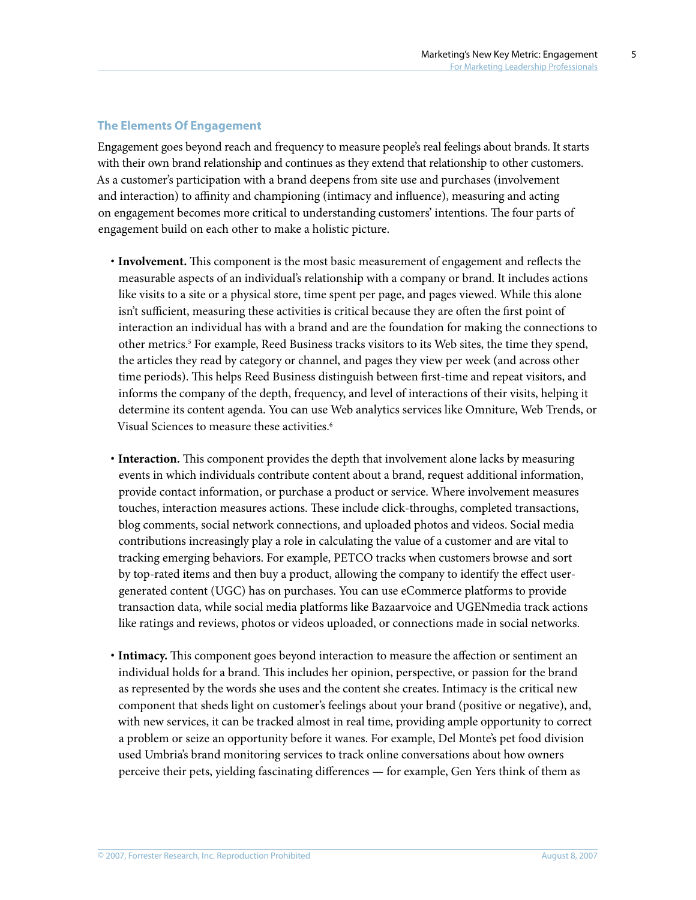## The Elements Of Engagement

Engagement goes beyond reach and frequency to measure people's real feelings about brands. It starts with their own brand relationship and continues as they extend that relationship to other customers. As a customer's participation with a brand deepens from site use and purchases (involvement and interaction) to affinity and championing (intimacy and influence), measuring and acting on engagement becomes more critical to understanding customers' intentions. The four parts of engagement build on each other to make a holistic picture.

- **Involvement.** This component is the most basic measurement of engagement and reflects the measurable aspects of an individual's relationship with a company or brand. It includes actions like visits to a site or a physical store, time spent per page, and pages viewed. While this alone isn't sufficient, measuring these activities is critical because they are often the first point of interaction an individual has with a brand and are the foundation for making the connections to other metrics.[5] For example, Reed Business tracks visitors to its Web sites, the time they spend, the articles they read by category or channel, and pages they view per week (and across other time periods). This helps Reed Business distinguish between first-time and repeat visitors, and informs the company of the depth, frequency, and level of interactions of their visits, helping it determine its content agenda. You can use Web analytics services like Omniture, Web Trends, or Visual Sciences to measure these activities.[6]

- **Interaction.** This component provides the depth that involvement alone lacks by measuring events in which individuals contribute content about a brand, request additional information, provide contact information, or purchase a product or service. Where involvement measures touches, interaction measures actions. These include click-throughs, completed transactions, blog comments, social network connections, and uploaded photos and videos. Social media contributions increasingly play a role in calculating the value of a customer and are vital to tracking emerging behaviors. For example, PETCO tracks when customers browse and sort by top-rated items and then buy a product, allowing the company to identify the effect user-generated content (UGC) has on purchases. You can use eCommerce platforms to provide transaction data, while social media platforms like Bazaarvoice and UGENmedia track actions like ratings and reviews, photos or videos uploaded, or connections made in social networks.

- **Intimacy.** This component goes beyond interaction to measure the affection or sentiment an individual holds for a brand. This includes her opinion, perspective, or passion for the brand as represented by the words she uses and the content she creates. Intimacy is the critical new component that sheds light on customer's feelings about your brand (positive or negative), and, with new services, it can be tracked almost in real time, providing ample opportunity to correct a problem or seize an opportunity before it wanes. For example, Del Monte's pet food division used Umbria's brand monitoring services to track online conversations about how owners perceive their pets, yielding fascinating differences — for example, Gen Yers think of them as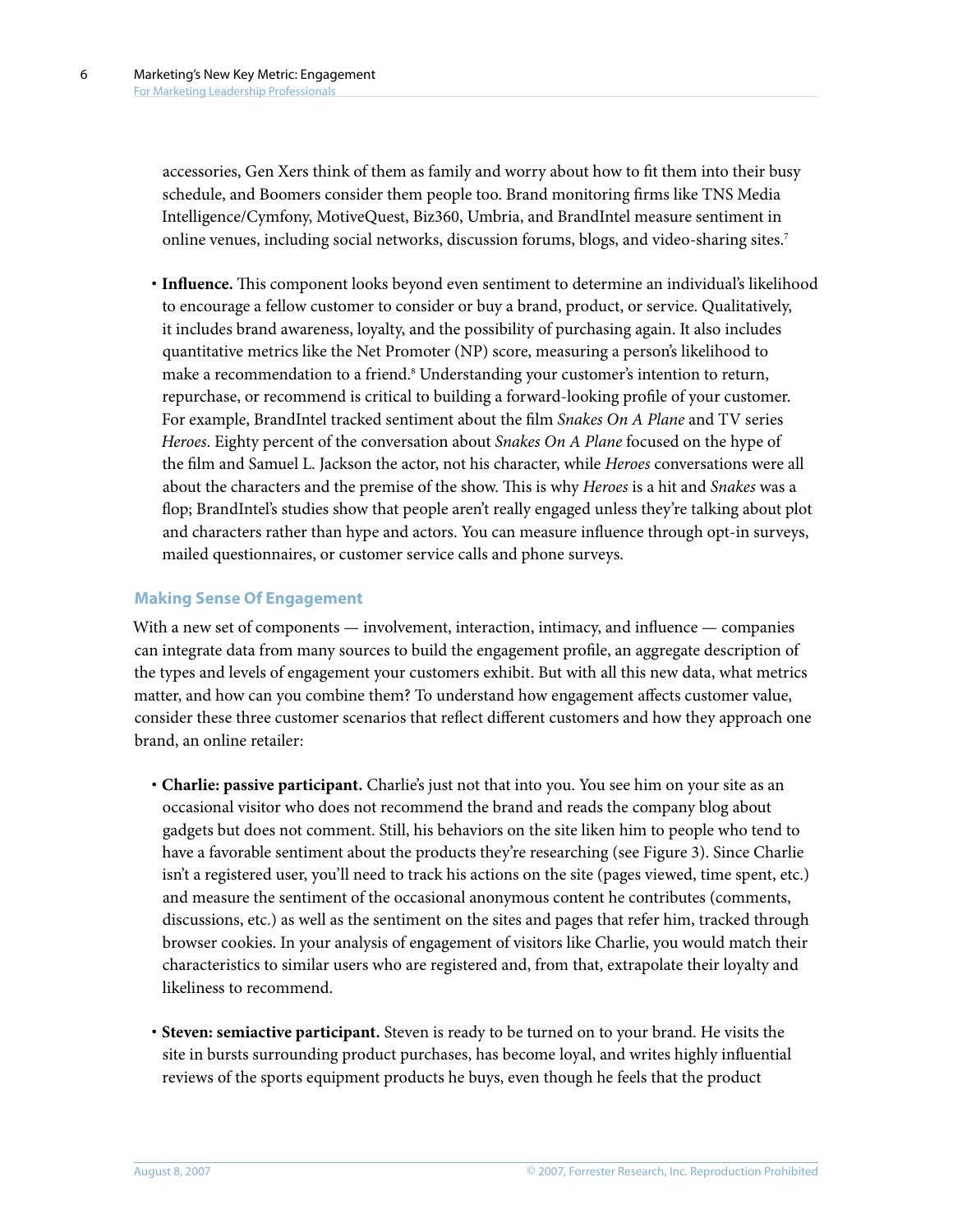accessories, Gen Xers think of them as family and worry about how to fit them into their busy schedule, and Boomers consider them people too. Brand monitoring firms like TNS Media Intelligence/Cymfony, MotiveQuest, Biz360, Umbria, and BrandIntel measure sentiment in online venues, including social networks, discussion forums, blogs, and video-sharing sites.[7]

- **Influence.** This component looks beyond even sentiment to determine an individual's likelihood to encourage a fellow customer to consider or buy a brand, product, or service. Qualitatively, it includes brand awareness, loyalty, and the possibility of purchasing again. It also includes quantitative metrics like the Net Promoter (NP) score, measuring a person's likelihood to make a recommendation to a friend.[8] Understanding your customer's intention to return, repurchase, or recommend is critical to building a forward-looking profile of your customer. For example, BrandIntel tracked sentiment about the film *Snakes On A Plane* and TV series *Heroes*. Eighty percent of the conversation about *Snakes On A Plane* focused on the hype of the film and Samuel L. Jackson the actor, not his character, while *Heroes* conversations were all about the characters and the premise of the show. This is why *Heroes* is a hit and *Snakes* was a flop; BrandIntel's studies show that people aren't really engaged unless they're talking about plot and characters rather than hype and actors. You can measure influence through opt-in surveys, mailed questionnaires, or customer service calls and phone surveys.

## Making Sense Of Engagement

With a new set of components — involvement, interaction, intimacy, and influence — companies can integrate data from many sources to build the engagement profile, an aggregate description of the types and levels of engagement your customers exhibit. But with all this new data, what metrics matter, and how can you combine them? To understand how engagement affects customer value, consider these three customer scenarios that reflect different customers and how they approach one brand, an online retailer:

- **Charlie: passive participant.** Charlie's just not that into you. You see him on your site as an occasional visitor who does not recommend the brand and reads the company blog about gadgets but does not comment. Still, his behaviors on the site liken him to people who tend to have a favorable sentiment about the products they're researching (see Figure 3). Since Charlie isn't a registered user, you'll need to track his actions on the site (pages viewed, time spent, etc.) and measure the sentiment of the occasional anonymous content he contributes (comments, discussions, etc.) as well as the sentiment on the sites and pages that refer him, tracked through browser cookies. In your analysis of engagement of visitors like Charlie, you would match their characteristics to similar users who are registered and, from that, extrapolate their loyalty and likeliness to recommend.

- **Steven: semiactive participant.** Steven is ready to be turned on to your brand. He visits the site in bursts surrounding product purchases, has become loyal, and writes highly influential reviews of the sports equipment products he buys, even though he feels that the product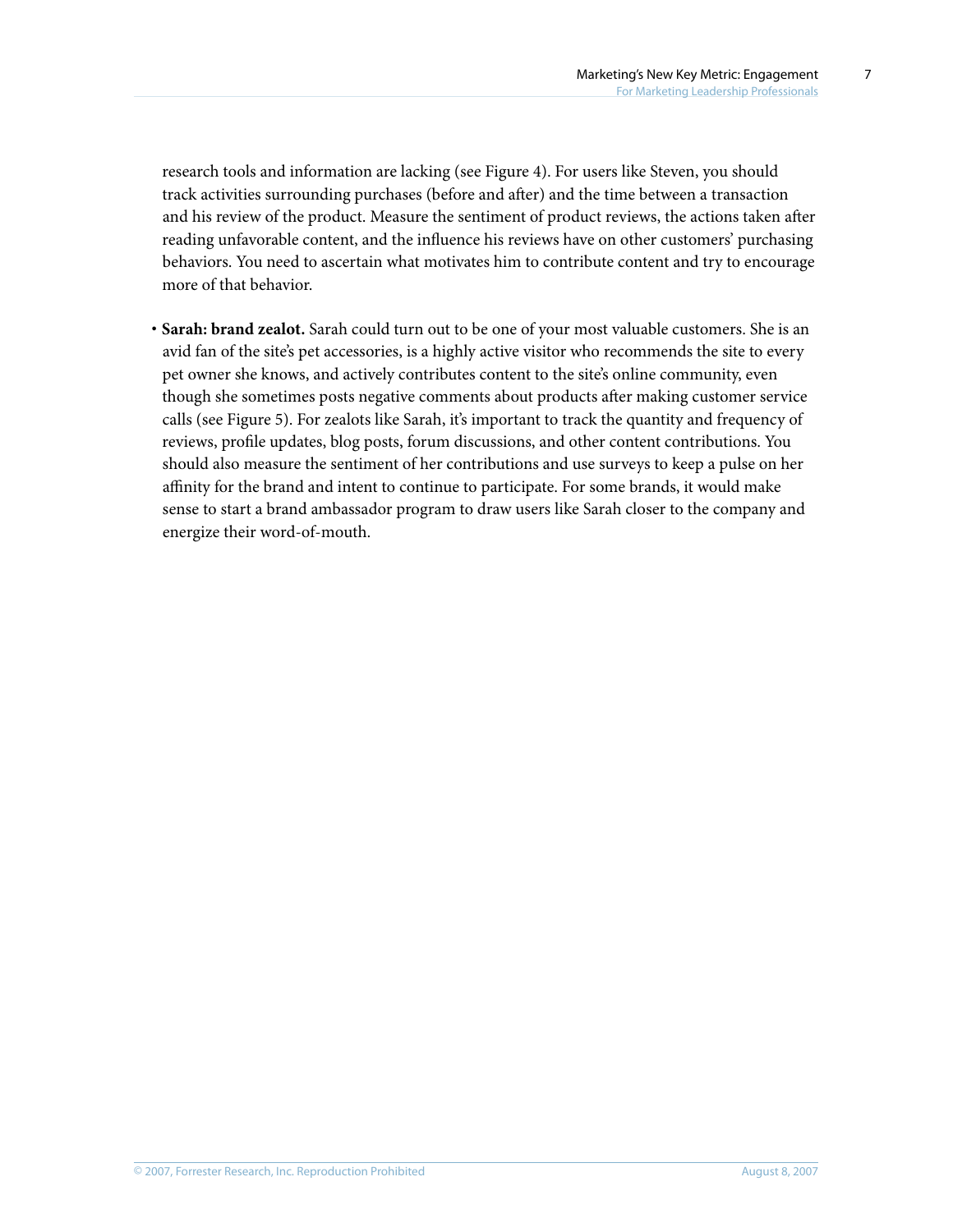research tools and information are lacking (see Figure 4). For users like Steven, you should track activities surrounding purchases (before and after) and the time between a transaction and his review of the product. Measure the sentiment of product reviews, the actions taken after reading unfavorable content, and the influence his reviews have on other customers' purchasing behaviors. You need to ascertain what motivates him to contribute content and try to encourage more of that behavior.

- **Sarah: brand zealot.** Sarah could turn out to be one of your most valuable customers. She is an avid fan of the site's pet accessories, is a highly active visitor who recommends the site to every pet owner she knows, and actively contributes content to the site's online community, even though she sometimes posts negative comments about products after making customer service calls (see Figure 5). For zealots like Sarah, it's important to track the quantity and frequency of reviews, profile updates, blog posts, forum discussions, and other content contributions. You should also measure the sentiment of her contributions and use surveys to keep a pulse on her affinity for the brand and intent to continue to participate. For some brands, it would make sense to start a brand ambassador program to draw users like Sarah closer to the company and energize their word-of-mouth.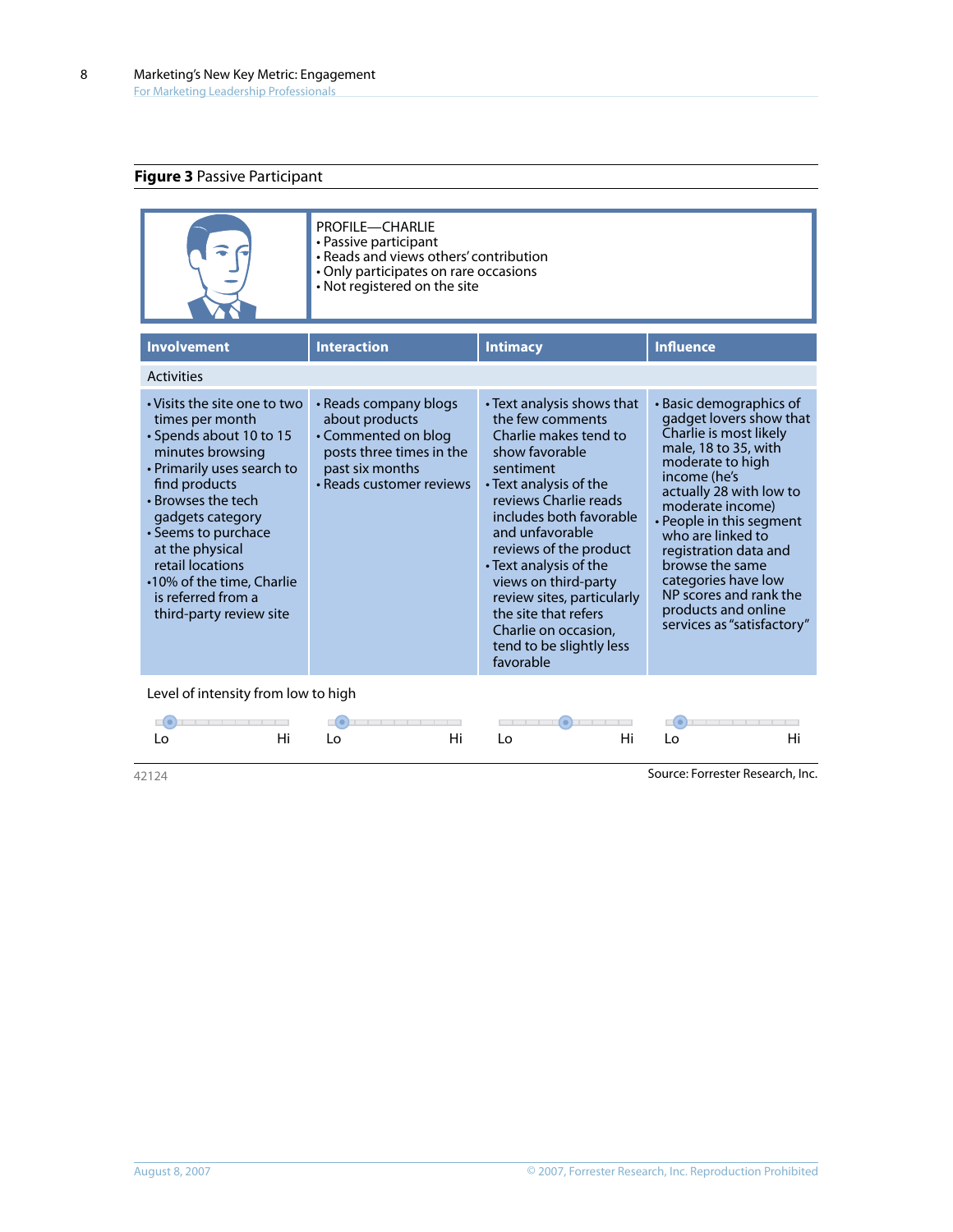**Figure 3** Passive Participant

PROFILE—CHARLIE
- Passive participant
- Reads and views others' contribution
- Only participates on rare occasions
- Not registered on the site

| Involvement | Interaction | Intimacy | Influence |
|---|---|---|---|
| Activities | | | |
| • Visits the site one to two times per month<br>• Spends about 10 to 15 minutes browsing<br>• Primarily uses search to find products<br>• Browses the tech gadgets category<br>• Seems to purchase at the physical retail locations<br>• 10% of the time, Charlie is referred from a third-party review site | • Reads company blogs about products<br>• Commented on blog posts three times in the past six months<br>• Reads customer reviews | • Text analysis shows that the few comments Charlie makes tend to show favorable sentiment<br>• Text analysis of the reviews Charlie reads includes both favorable and unfavorable reviews of the product<br>• Text analysis of the views on third-party review sites, particularly the site that refers Charlie on occasion, tend to be slightly less favorable | • Basic demographics of gadget lovers show that Charlie is most likely male, 18 to 35, with moderate to high income (he's actually 28 with low to moderate income)<br>• People in this segment who are linked to registration data and browse the same categories have low NP scores and rank the products and online services as "satisfactory" |

Level of intensity from low to high

| Involvement | Interaction | Intimacy | Influence |
|---|---|---|---|
| Lo (low) — Hi | Lo (low) — Hi | Lo (middle) — Hi | Lo (low) — Hi |

42124

Source: Forrester Research, Inc.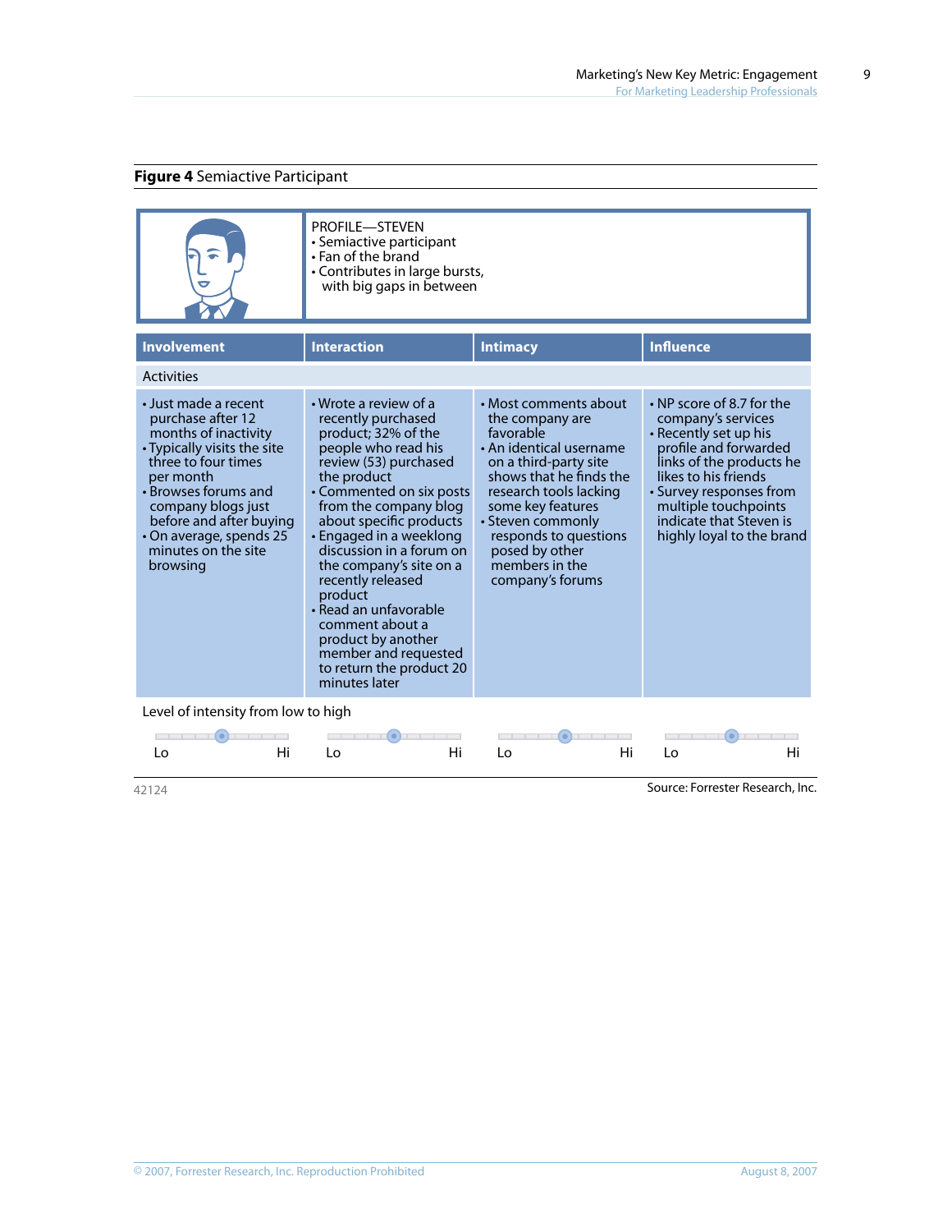**Figure 4** Semiactive Participant

PROFILE—STEVEN
- Semiactive participant
- Fan of the brand
- Contributes in large bursts, with big gaps in between

| Involvement | Interaction | Intimacy | Influence |
|---|---|---|---|
| Activities | | | |
| • Just made a recent purchase after 12 months of inactivity<br>• Typically visits the site three to four times per month<br>• Browses forums and company blogs just before and after buying<br>• On average, spends 25 minutes on the site browsing | • Wrote a review of a recently purchased product; 32% of the people who read his review (53) purchased the product<br>• Commented on six posts from the company blog about specific products<br>• Engaged in a weeklong discussion in a forum on the company's site on a recently released product<br>• Read an unfavorable comment about a product by another member and requested to return the product 20 minutes later | • Most comments about the company are favorable<br>• An identical username on a third-party site shows that he finds the research tools lacking some key features<br>• Steven commonly responds to questions posed by other members in the company's forums | • NP score of 8.7 for the company's services<br>• Recently set up his profile and forwarded links of the products he likes to his friends<br>• Survey responses from multiple touchpoints indicate that Steven is highly loyal to the brand |

Level of intensity from low to high

| Involvement | Interaction | Intimacy | Influence |
|---|---|---|---|
| Lo — Hi | Lo — Hi | Lo — Hi | Lo — Hi |

42124

Source: Forrester Research, Inc.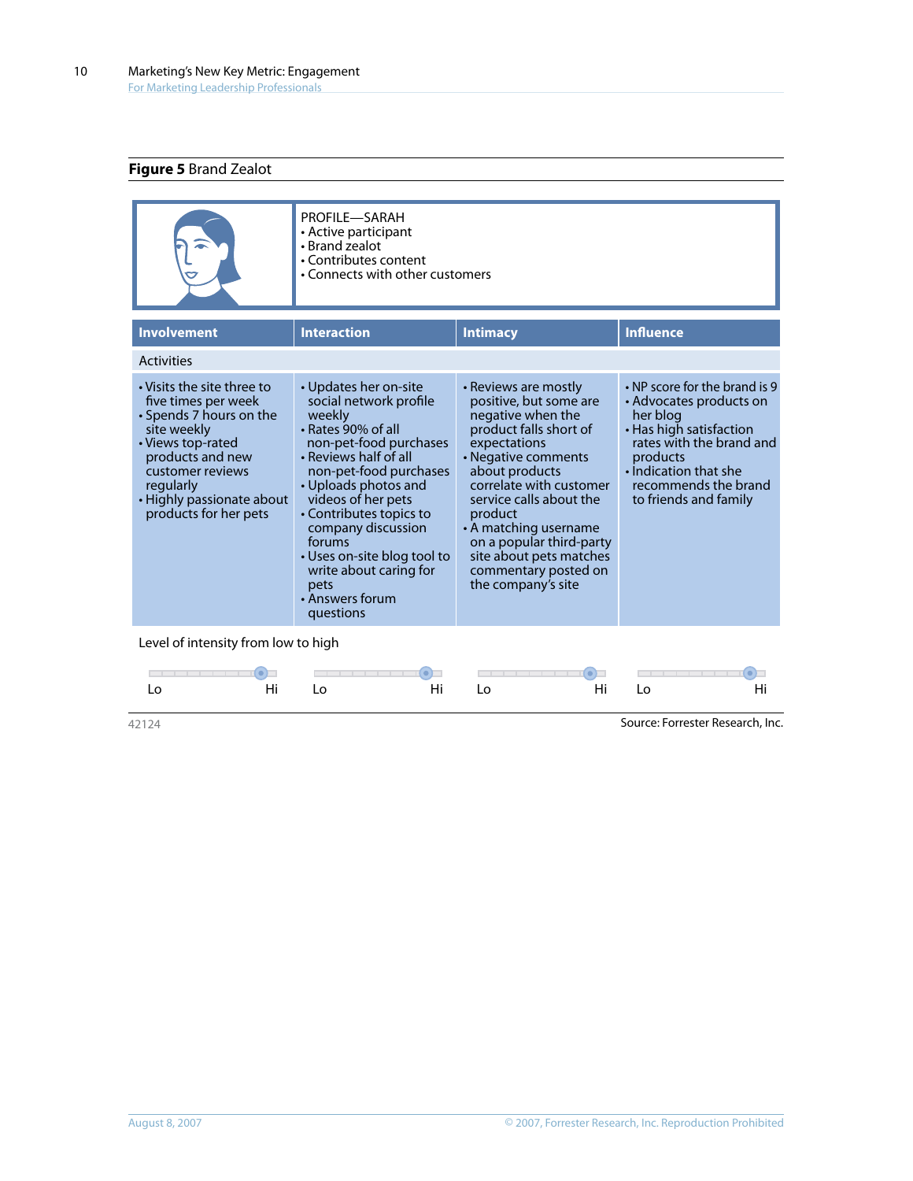**Figure 5** Brand Zealot

PROFILE—SARAH
- Active participant
- Brand zealot
- Contributes content
- Connects with other customers

| Involvement | Interaction | Intimacy | Influence |
|---|---|---|---|
| Activities | | | |
| • Visits the site three to five times per week<br>• Spends 7 hours on the site weekly<br>• Views top-rated products and new customer reviews regularly<br>• Highly passionate about products for her pets | • Updates her on-site social network profile weekly<br>• Rates 90% of all non-pet-food purchases<br>• Reviews half of all non-pet-food purchases<br>• Uploads photos and videos of her pets<br>• Contributes topics to company discussion forums<br>• Uses on-site blog tool to write about caring for pets<br>• Answers forum questions | • Reviews are mostly positive, but some are negative when the product falls short of expectations<br>• Negative comments about products correlate with customer service calls about the product<br>• A matching username on a popular third-party site about pets matches commentary posted on the company's site | • NP score for the brand is 9<br>• Advocates products on her blog<br>• Has high satisfaction rates with the brand and products<br>• Indication that she recommends the brand to friends and family |

Level of intensity from low to high

| Involvement | Interaction | Intimacy | Influence |
|---|---|---|---|
| Lo — Hi (High) | Lo — Hi (High) | Lo — Hi (High) | Lo — Hi (High) |

42124

Source: Forrester Research, Inc.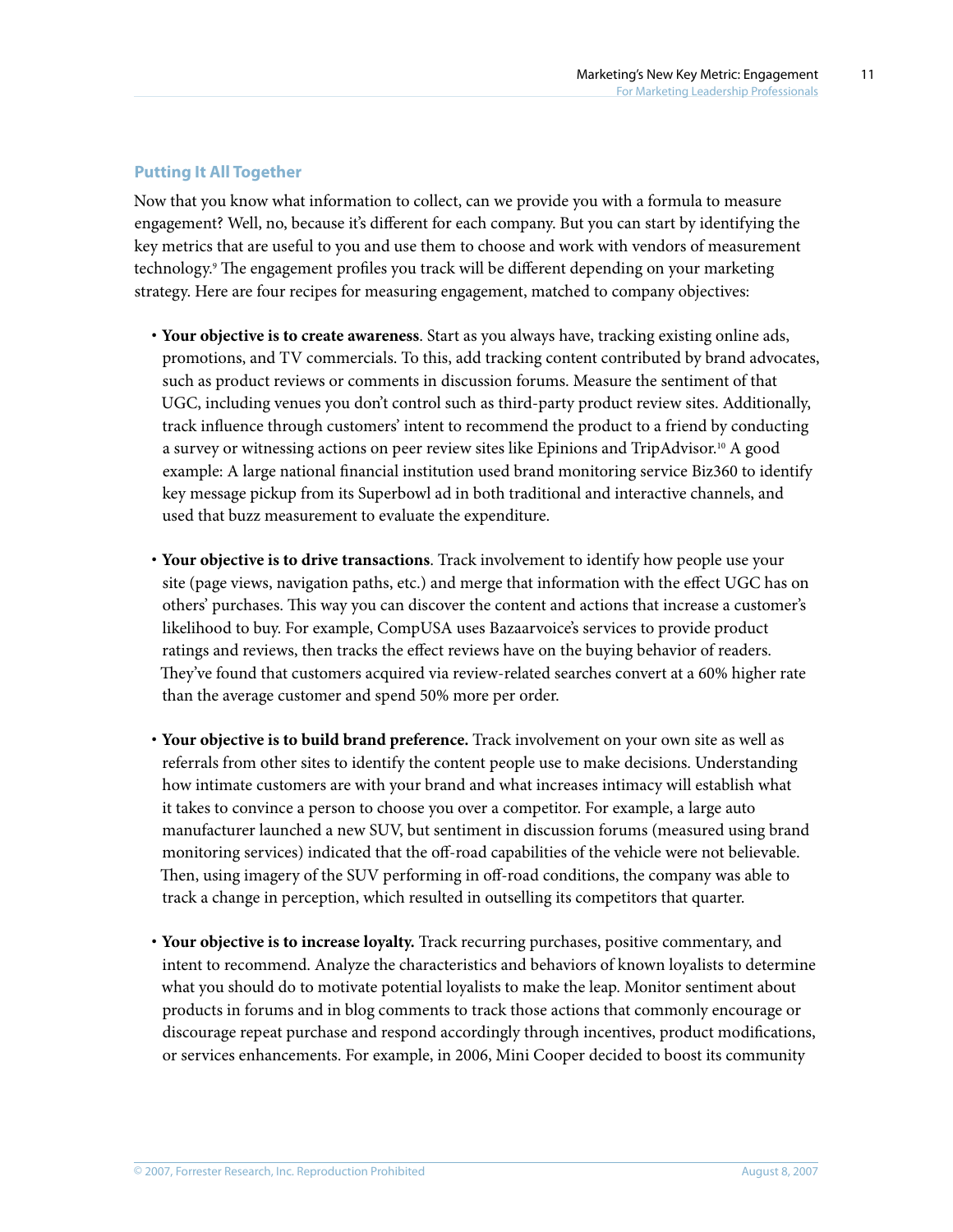### Putting It All Together

Now that you know what information to collect, can we provide you with a formula to measure engagement? Well, no, because it's different for each company. But you can start by identifying the key metrics that are useful to you and use them to choose and work with vendors of measurement technology.[9] The engagement profiles you track will be different depending on your marketing strategy. Here are four recipes for measuring engagement, matched to company objectives:

- **Your objective is to create awareness**. Start as you always have, tracking existing online ads, promotions, and TV commercials. To this, add tracking content contributed by brand advocates, such as product reviews or comments in discussion forums. Measure the sentiment of that UGC, including venues you don't control such as third-party product review sites. Additionally, track influence through customers' intent to recommend the product to a friend by conducting a survey or witnessing actions on peer review sites like Epinions and TripAdvisor.[10] A good example: A large national financial institution used brand monitoring service Biz360 to identify key message pickup from its Superbowl ad in both traditional and interactive channels, and used that buzz measurement to evaluate the expenditure.

- **Your objective is to drive transactions**. Track involvement to identify how people use your site (page views, navigation paths, etc.) and merge that information with the effect UGC has on others' purchases. This way you can discover the content and actions that increase a customer's likelihood to buy. For example, CompUSA uses Bazaarvoice's services to provide product ratings and reviews, then tracks the effect reviews have on the buying behavior of readers. They've found that customers acquired via review-related searches convert at a 60% higher rate than the average customer and spend 50% more per order.

- **Your objective is to build brand preference.** Track involvement on your own site as well as referrals from other sites to identify the content people use to make decisions. Understanding how intimate customers are with your brand and what increases intimacy will establish what it takes to convince a person to choose you over a competitor. For example, a large auto manufacturer launched a new SUV, but sentiment in discussion forums (measured using brand monitoring services) indicated that the off-road capabilities of the vehicle were not believable. Then, using imagery of the SUV performing in off-road conditions, the company was able to track a change in perception, which resulted in outselling its competitors that quarter.

- **Your objective is to increase loyalty.** Track recurring purchases, positive commentary, and intent to recommend. Analyze the characteristics and behaviors of known loyalists to determine what you should do to motivate potential loyalists to make the leap. Monitor sentiment about products in forums and in blog comments to track those actions that commonly encourage or discourage repeat purchase and respond accordingly through incentives, product modifications, or services enhancements. For example, in 2006, Mini Cooper decided to boost its community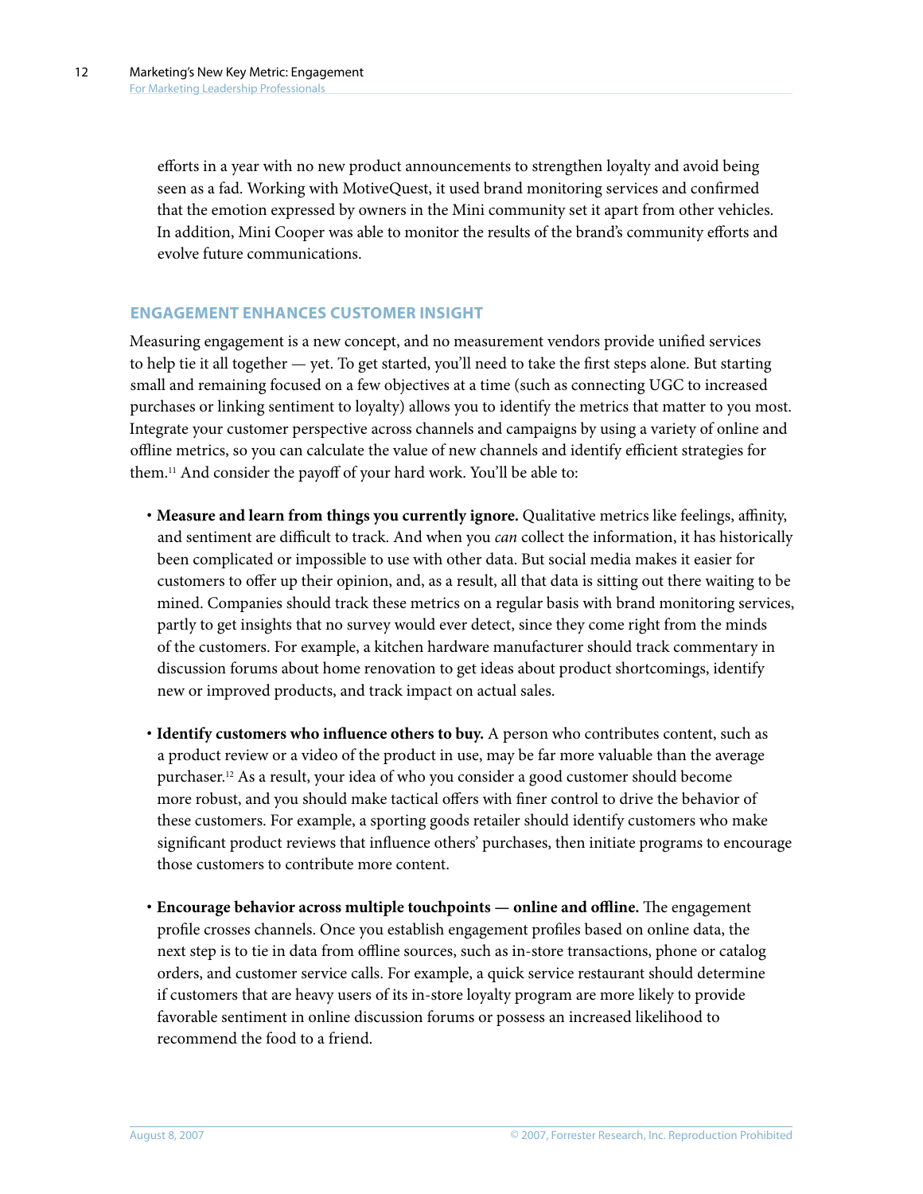efforts in a year with no new product announcements to strengthen loyalty and avoid being seen as a fad. Working with MotiveQuest, it used brand monitoring services and confirmed that the emotion expressed by owners in the Mini community set it apart from other vehicles. In addition, Mini Cooper was able to monitor the results of the brand's community efforts and evolve future communications.

## ENGAGEMENT ENHANCES CUSTOMER INSIGHT

Measuring engagement is a new concept, and no measurement vendors provide unified services to help tie it all together — yet. To get started, you'll need to take the first steps alone. But starting small and remaining focused on a few objectives at a time (such as connecting UGC to increased purchases or linking sentiment to loyalty) allows you to identify the metrics that matter to you most. Integrate your customer perspective across channels and campaigns by using a variety of online and offline metrics, so you can calculate the value of new channels and identify efficient strategies for them.[11] And consider the payoff of your hard work. You'll be able to:

- **Measure and learn from things you currently ignore.** Qualitative metrics like feelings, affinity, and sentiment are difficult to track. And when you *can* collect the information, it has historically been complicated or impossible to use with other data. But social media makes it easier for customers to offer up their opinion, and, as a result, all that data is sitting out there waiting to be mined. Companies should track these metrics on a regular basis with brand monitoring services, partly to get insights that no survey would ever detect, since they come right from the minds of the customers. For example, a kitchen hardware manufacturer should track commentary in discussion forums about home renovation to get ideas about product shortcomings, identify new or improved products, and track impact on actual sales.

- **Identify customers who influence others to buy.** A person who contributes content, such as a product review or a video of the product in use, may be far more valuable than the average purchaser.[12] As a result, your idea of who you consider a good customer should become more robust, and you should make tactical offers with finer control to drive the behavior of these customers. For example, a sporting goods retailer should identify customers who make significant product reviews that influence others' purchases, then initiate programs to encourage those customers to contribute more content.

- **Encourage behavior across multiple touchpoints — online and offline.** The engagement profile crosses channels. Once you establish engagement profiles based on online data, the next step is to tie in data from offline sources, such as in-store transactions, phone or catalog orders, and customer service calls. For example, a quick service restaurant should determine if customers that are heavy users of its in-store loyalty program are more likely to provide favorable sentiment in online discussion forums or possess an increased likelihood to recommend the food to a friend.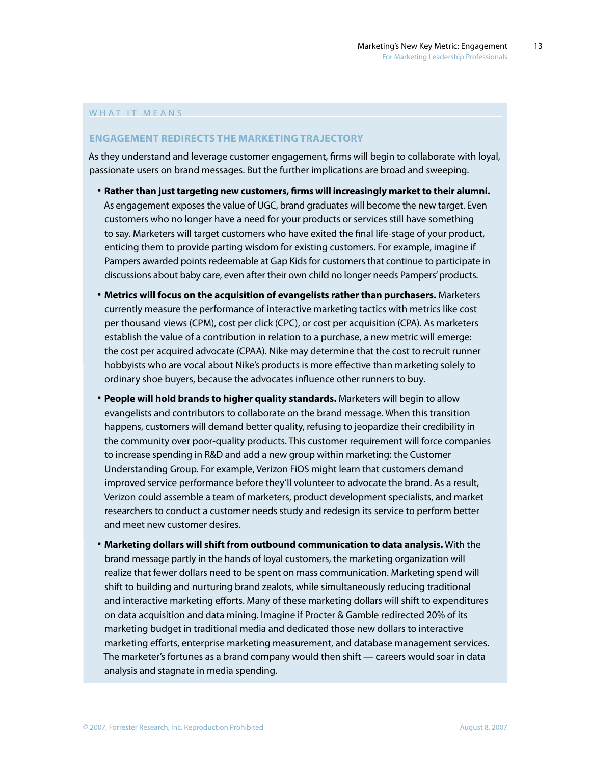## WHAT IT MEANS

### ENGAGEMENT REDIRECTS THE MARKETING TRAJECTORY

As they understand and leverage customer engagement, firms will begin to collaborate with loyal, passionate users on brand messages. But the further implications are broad and sweeping.

- **Rather than just targeting new customers, firms will increasingly market to their alumni.** As engagement exposes the value of UGC, brand graduates will become the new target. Even customers who no longer have a need for your products or services still have something to say. Marketers will target customers who have exited the final life-stage of your product, enticing them to provide parting wisdom for existing customers. For example, imagine if Pampers awarded points redeemable at Gap Kids for customers that continue to participate in discussions about baby care, even after their own child no longer needs Pampers' products.
- **Metrics will focus on the acquisition of evangelists rather than purchasers.** Marketers currently measure the performance of interactive marketing tactics with metrics like cost per thousand views (CPM), cost per click (CPC), or cost per acquisition (CPA). As marketers establish the value of a contribution in relation to a purchase, a new metric will emerge: the cost per acquired advocate (CPAA). Nike may determine that the cost to recruit runner hobbyists who are vocal about Nike's products is more effective than marketing solely to ordinary shoe buyers, because the advocates influence other runners to buy.
- **People will hold brands to higher quality standards.** Marketers will begin to allow evangelists and contributors to collaborate on the brand message. When this transition happens, customers will demand better quality, refusing to jeopardize their credibility in the community over poor-quality products. This customer requirement will force companies to increase spending in R&D and add a new group within marketing: the Customer Understanding Group. For example, Verizon FiOS might learn that customers demand improved service performance before they'll volunteer to advocate the brand. As a result, Verizon could assemble a team of marketers, product development specialists, and market researchers to conduct a customer needs study and redesign its service to perform better and meet new customer desires.
- **Marketing dollars will shift from outbound communication to data analysis.** With the brand message partly in the hands of loyal customers, the marketing organization will realize that fewer dollars need to be spent on mass communication. Marketing spend will shift to building and nurturing brand zealots, while simultaneously reducing traditional and interactive marketing efforts. Many of these marketing dollars will shift to expenditures on data acquisition and data mining. Imagine if Procter & Gamble redirected 20% of its marketing budget in traditional media and dedicated those new dollars to interactive marketing efforts, enterprise marketing measurement, and database management services. The marketer's fortunes as a brand company would then shift — careers would soar in data analysis and stagnate in media spending.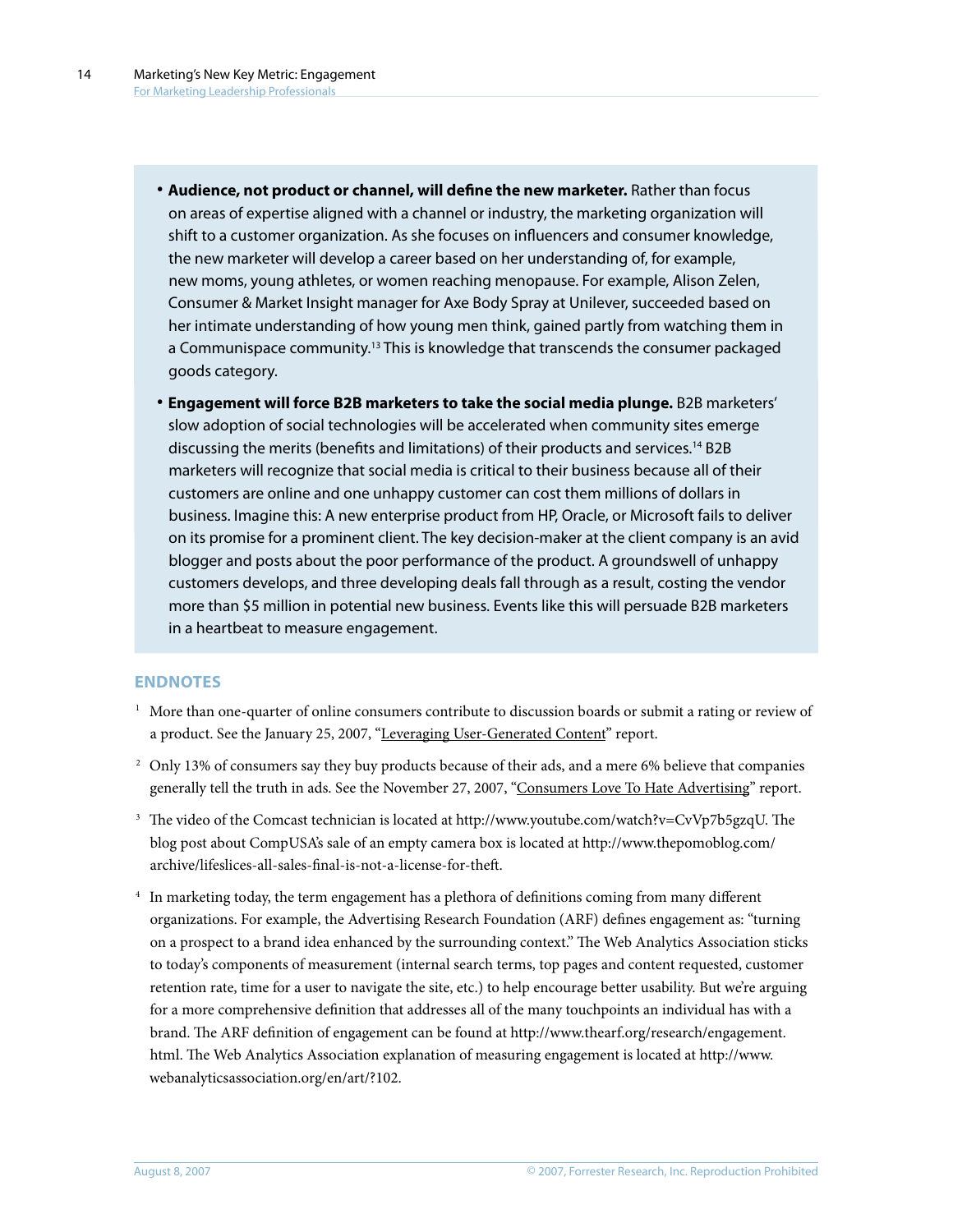- **Audience, not product or channel, will define the new marketer.** Rather than focus on areas of expertise aligned with a channel or industry, the marketing organization will shift to a customer organization. As she focuses on influencers and consumer knowledge, the new marketer will develop a career based on her understanding of, for example, new moms, young athletes, or women reaching menopause. For example, Alison Zelen, Consumer & Market Insight manager for Axe Body Spray at Unilever, succeeded based on her intimate understanding of how young men think, gained partly from watching them in a Communispace community.[13] This is knowledge that transcends the consumer packaged goods category.

- **Engagement will force B2B marketers to take the social media plunge.** B2B marketers' slow adoption of social technologies will be accelerated when community sites emerge discussing the merits (benefits and limitations) of their products and services.[14] B2B marketers will recognize that social media is critical to their business because all of their customers are online and one unhappy customer can cost them millions of dollars in business. Imagine this: A new enterprise product from HP, Oracle, or Microsoft fails to deliver on its promise for a prominent client. The key decision-maker at the client company is an avid blogger and posts about the poor performance of the product. A groundswell of unhappy customers develops, and three developing deals fall through as a result, costing the vendor more than $5 million in potential new business. Events like this will persuade B2B marketers in a heartbeat to measure engagement.

## ENDNOTES

[1] More than one-quarter of online consumers contribute to discussion boards or submit a rating or review of a product. See the January 25, 2007, "Leveraging User-Generated Content" report.

[2] Only 13% of consumers say they buy products because of their ads, and a mere 6% believe that companies generally tell the truth in ads. See the November 27, 2007, "Consumers Love To Hate Advertising" report.

[3] The video of the Comcast technician is located at http://www.youtube.com/watch?v=CvVp7b5gzqU. The blog post about CompUSA's sale of an empty camera box is located at http://www.thepomoblog.com/archive/lifeslices-all-sales-final-is-not-a-license-for-theft.

[4] In marketing today, the term engagement has a plethora of definitions coming from many different organizations. For example, the Advertising Research Foundation (ARF) defines engagement as: "turning on a prospect to a brand idea enhanced by the surrounding context." The Web Analytics Association sticks to today's components of measurement (internal search terms, top pages and content requested, customer retention rate, time for a user to navigate the site, etc.) to help encourage better usability. But we're arguing for a more comprehensive definition that addresses all of the many touchpoints an individual has with a brand. The ARF definition of engagement can be found at http://www.thearf.org/research/engagement.html. The Web Analytics Association explanation of measuring engagement is located at http://www.webanalyticsassociation.org/en/art/?102.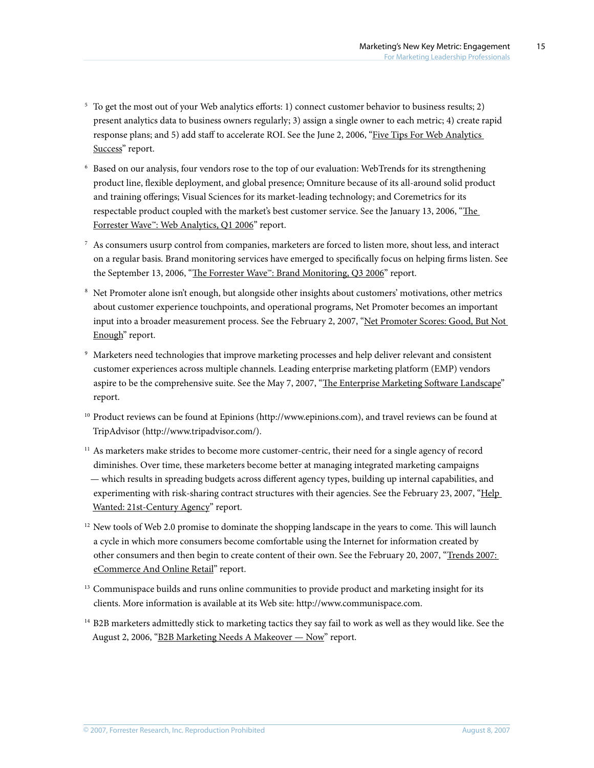[5] To get the most out of your Web analytics efforts: 1) connect customer behavior to business results; 2) present analytics data to business owners regularly; 3) assign a single owner to each metric; 4) create rapid response plans; and 5) add staff to accelerate ROI. See the June 2, 2006, "Five Tips For Web Analytics Success" report.

[6] Based on our analysis, four vendors rose to the top of our evaluation: WebTrends for its strengthening product line, flexible deployment, and global presence; Omniture because of its all-around solid product and training offerings; Visual Sciences for its market-leading technology; and Coremetrics for its respectable product coupled with the market's best customer service. See the January 13, 2006, "The Forrester Wave™: Web Analytics, Q1 2006" report.

[7] As consumers usurp control from companies, marketers are forced to listen more, shout less, and interact on a regular basis. Brand monitoring services have emerged to specifically focus on helping firms listen. See the September 13, 2006, "The Forrester Wave™: Brand Monitoring, Q3 2006" report.

[8] Net Promoter alone isn't enough, but alongside other insights about customers' motivations, other metrics about customer experience touchpoints, and operational programs, Net Promoter becomes an important input into a broader measurement process. See the February 2, 2007, "Net Promoter Scores: Good, But Not Enough" report.

[9] Marketers need technologies that improve marketing processes and help deliver relevant and consistent customer experiences across multiple channels. Leading enterprise marketing platform (EMP) vendors aspire to be the comprehensive suite. See the May 7, 2007, "The Enterprise Marketing Software Landscape" report.

[10] Product reviews can be found at Epinions (http://www.epinions.com), and travel reviews can be found at TripAdvisor (http://www.tripadvisor.com/).

[11] As marketers make strides to become more customer-centric, their need for a single agency of record diminishes. Over time, these marketers become better at managing integrated marketing campaigns — which results in spreading budgets across different agency types, building up internal capabilities, and experimenting with risk-sharing contract structures with their agencies. See the February 23, 2007, "Help Wanted: 21st-Century Agency" report.

[12] New tools of Web 2.0 promise to dominate the shopping landscape in the years to come. This will launch a cycle in which more consumers become comfortable using the Internet for information created by other consumers and then begin to create content of their own. See the February 20, 2007, "Trends 2007: eCommerce And Online Retail" report.

[13] Communispace builds and runs online communities to provide product and marketing insight for its clients. More information is available at its Web site: http://www.communispace.com.

[14] B2B marketers admittedly stick to marketing tactics they say fail to work as well as they would like. See the August 2, 2006, "B2B Marketing Needs A Makeover — Now" report.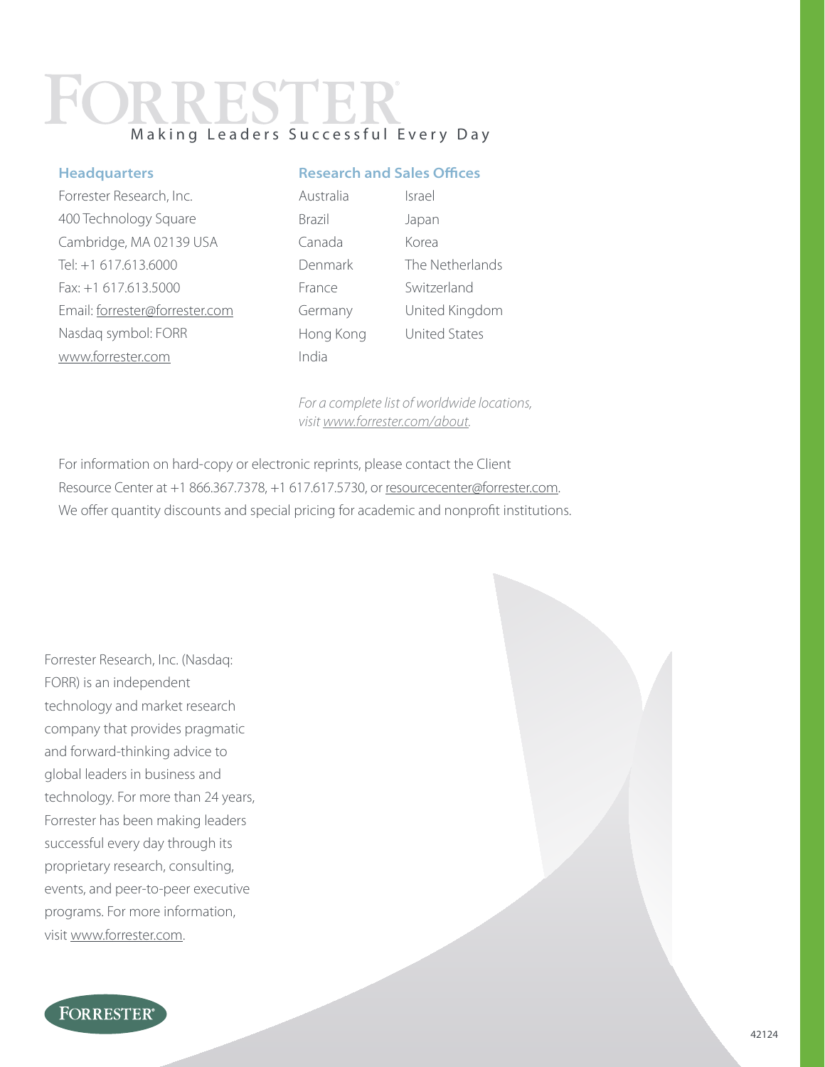# FORRESTER

Making Leaders Successful Every Day

## Headquarters

Forrester Research, Inc.
400 Technology Square
Cambridge, MA 02139 USA
Tel: +1 617.613.6000
Fax: +1 617.613.5000
Email: forrester@forrester.com
Nasdaq symbol: FORR
www.forrester.com

## Research and Sales Offices

Australia
Brazil
Canada
Denmark
France
Germany
Hong Kong
India
Israel
Japan
Korea
The Netherlands
Switzerland
United Kingdom
United States

*For a complete list of worldwide locations, visit www.forrester.com/about.*

For information on hard-copy or electronic reprints, please contact the Client Resource Center at +1 866.367.7378, +1 617.617.5730, or resourcecenter@forrester.com. We offer quantity discounts and special pricing for academic and nonprofit institutions.

Forrester Research, Inc. (Nasdaq: FORR) is an independent technology and market research company that provides pragmatic and forward-thinking advice to global leaders in business and technology. For more than 24 years, Forrester has been making leaders successful every day through its proprietary research, consulting, events, and peer-to-peer executive programs. For more information, visit www.forrester.com.

FORRESTER

42124